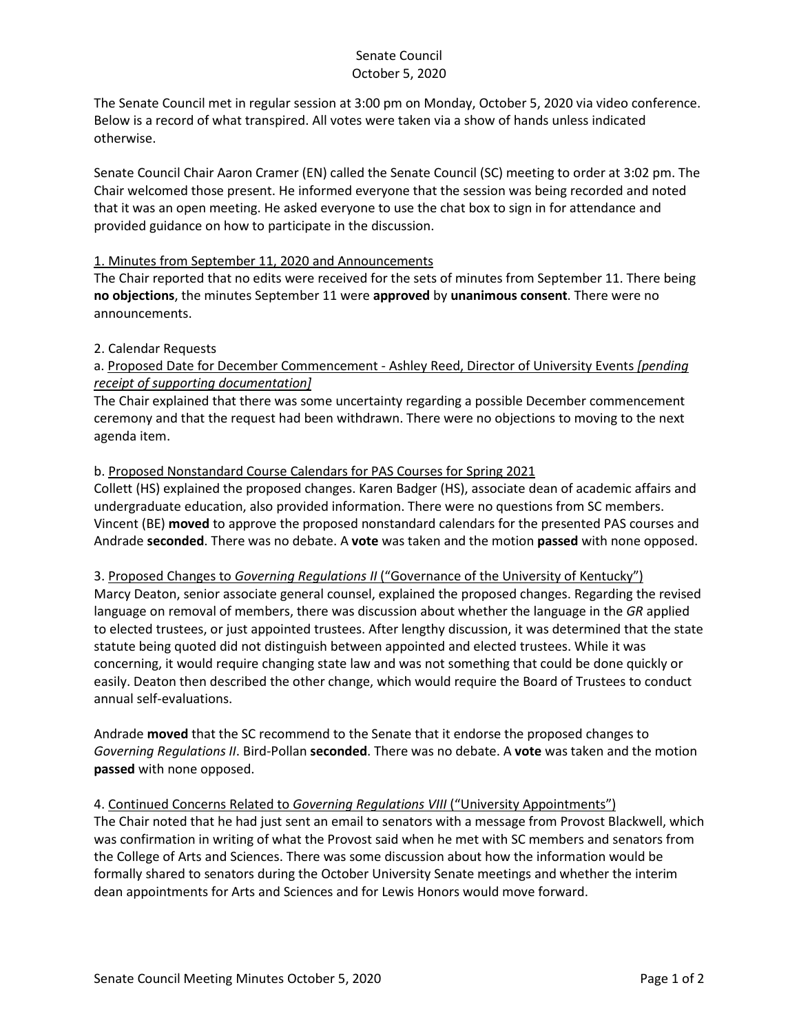Senate Council
October 5, 2020

The Senate Council met in regular session at 3:00 pm on Monday, October 5, 2020 via video conference. Below is a record of what transpired. All votes were taken via a show of hands unless indicated otherwise.

Senate Council Chair Aaron Cramer (EN) called the Senate Council (SC) meeting to order at 3:02 pm. The Chair welcomed those present. He informed everyone that the session was being recorded and noted that it was an open meeting. He asked everyone to use the chat box to sign in for attendance and provided guidance on how to participate in the discussion.

1. Minutes from September 11, 2020 and Announcements

The Chair reported that no edits were received for the sets of minutes from September 11. There being **no objections**, the minutes September 11 were **approved** by **unanimous consent**. There were no announcements.

2. Calendar Requests

a. Proposed Date for December Commencement - Ashley Reed, Director of University Events *[pending receipt of supporting documentation]*

The Chair explained that there was some uncertainty regarding a possible December commencement ceremony and that the request had been withdrawn. There were no objections to moving to the next agenda item.

b. Proposed Nonstandard Course Calendars for PAS Courses for Spring 2021

Collett (HS) explained the proposed changes. Karen Badger (HS), associate dean of academic affairs and undergraduate education, also provided information. There were no questions from SC members. Vincent (BE) **moved** to approve the proposed nonstandard calendars for the presented PAS courses and Andrade **seconded**. There was no debate. A **vote** was taken and the motion **passed** with none opposed.

3. Proposed Changes to *Governing Regulations II* ("Governance of the University of Kentucky")

Marcy Deaton, senior associate general counsel, explained the proposed changes. Regarding the revised language on removal of members, there was discussion about whether the language in the *GR* applied to elected trustees, or just appointed trustees. After lengthy discussion, it was determined that the state statute being quoted did not distinguish between appointed and elected trustees. While it was concerning, it would require changing state law and was not something that could be done quickly or easily. Deaton then described the other change, which would require the Board of Trustees to conduct annual self-evaluations.

Andrade **moved** that the SC recommend to the Senate that it endorse the proposed changes to *Governing Regulations II*. Bird-Pollan **seconded**. There was no debate. A **vote** was taken and the motion **passed** with none opposed.

4. Continued Concerns Related to *Governing Regulations VIII* ("University Appointments")

The Chair noted that he had just sent an email to senators with a message from Provost Blackwell, which was confirmation in writing of what the Provost said when he met with SC members and senators from the College of Arts and Sciences. There was some discussion about how the information would be formally shared to senators during the October University Senate meetings and whether the interim dean appointments for Arts and Sciences and for Lewis Honors would move forward.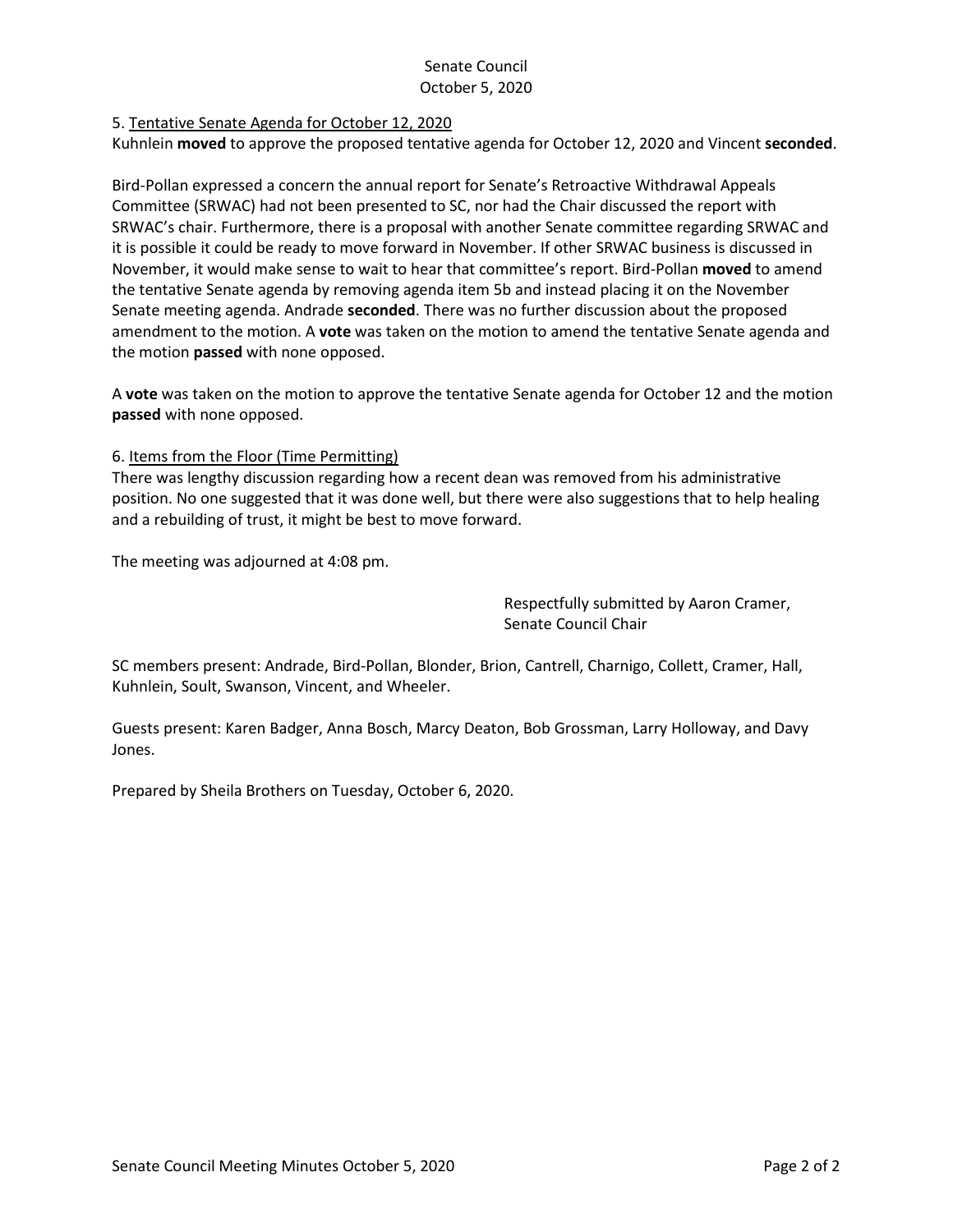5. Tentative Senate Agenda for October 12, 2020

Kuhnlein **moved** to approve the proposed tentative agenda for October 12, 2020 and Vincent **seconded**.

Bird-Pollan expressed a concern the annual report for Senate's Retroactive Withdrawal Appeals Committee (SRWAC) had not been presented to SC, nor had the Chair discussed the report with SRWAC's chair. Furthermore, there is a proposal with another Senate committee regarding SRWAC and it is possible it could be ready to move forward in November. If other SRWAC business is discussed in November, it would make sense to wait to hear that committee's report. Bird-Pollan **moved** to amend the tentative Senate agenda by removing agenda item 5b and instead placing it on the November Senate meeting agenda. Andrade **seconded**. There was no further discussion about the proposed amendment to the motion. A **vote** was taken on the motion to amend the tentative Senate agenda and the motion **passed** with none opposed.

A **vote** was taken on the motion to approve the tentative Senate agenda for October 12 and the motion **passed** with none opposed.

6. Items from the Floor (Time Permitting)

There was lengthy discussion regarding how a recent dean was removed from his administrative position. No one suggested that it was done well, but there were also suggestions that to help healing and a rebuilding of trust, it might be best to move forward.

The meeting was adjourned at 4:08 pm.

Respectfully submitted by Aaron Cramer,
Senate Council Chair

SC members present: Andrade, Bird-Pollan, Blonder, Brion, Cantrell, Charnigo, Collett, Cramer, Hall, Kuhnlein, Soult, Swanson, Vincent, and Wheeler.

Guests present: Karen Badger, Anna Bosch, Marcy Deaton, Bob Grossman, Larry Holloway, and Davy Jones.

Prepared by Sheila Brothers on Tuesday, October 6, 2020.